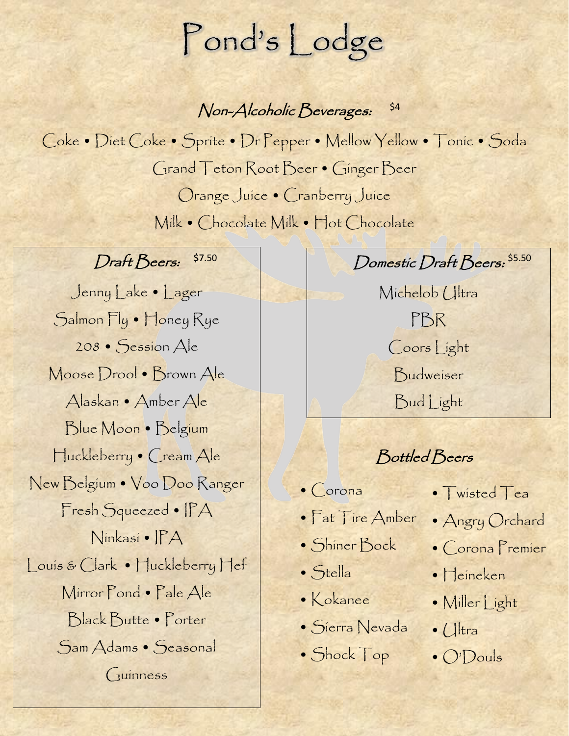# Pond's Lodge

## *Non-Alcoholic Beverages:* $4

Coke • Diet Coke • Sprite • Dr Pepper • Mellow Yellow • Tonic • Soda

Grand Teton Root Beer • Ginger Beer

Orange Juice • Cranberry Juice

Milk • Chocolate Milk • Hot Chocolate

## *Draft Beers:* $7.50

Jenny Lake • Lager

Salmon Fly • Honey Rye

208 • Session Ale

Moose Drool • Brown Ale

Alaskan • Amber Ale

Blue Moon • Belgium

Huckleberry • Cream Ale

New Belgium • Voo Doo Ranger

Fresh Squeezed • IPA

Ninkasi • IPA

Louis & Clark • Huckleberry Hef

Mirror Pond • Pale Ale

Black Butte • Porter

Sam Adams • Seasonal

Guinness

## *Domestic Draft Beers:* $5.50

Michelob Ultra

PBR

Coors Light

Budweiser

Bud Light

## *Bottled Beers*

- Corona
- Fat Tire Amber
- Shiner Bock
- Stella
- Kokanee
- Sierra Nevada
- Shock Top
- Twisted Tea
- Angry Orchard
- Corona Premier
- Heineken
- Miller Light
- Ultra
- O'Douls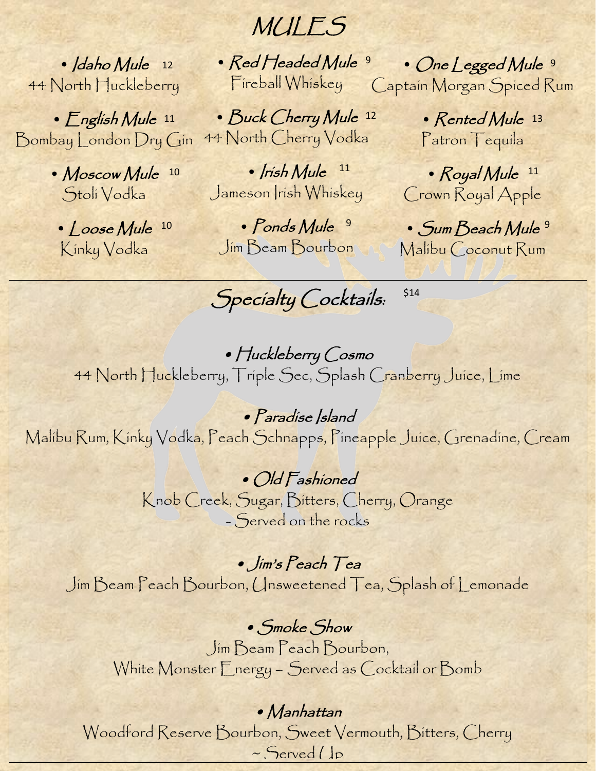# MULES

- ***Idaho Mule*** 12
  44 North Huckleberry
- ***English Mule*** 11
  Bombay London Dry Gin
- ***Moscow Mule*** 10
  Stoli Vodka
- ***Loose Mule*** 10
  Kinky Vodka
- ***Red Headed Mule*** 9
  Fireball Whiskey
- ***Buck Cherry Mule*** 12
  44 North Cherry Vodka
- ***Irish Mule*** 11
  Jameson Irish Whiskey
- ***Ponds Mule*** 9
  Jim Beam Bourbon
- ***One Legged Mule*** 9
  Captain Morgan Spiced Rum
- ***Rented Mule*** 13
  Patron Tequila
- ***Royal Mule*** 11
  Crown Royal Apple
- ***Sum Beach Mule*** 9
  Malibu Coconut Rum

## Specialty Cocktails: $14

- ***Huckleberry Cosmo***
  44 North Huckleberry, Triple Sec, Splash Cranberry Juice, Lime

- ***Paradise Island***
  Malibu Rum, Kinky Vodka, Peach Schnapps, Pineapple Juice, Grenadine, Cream

- ***Old Fashioned***
  Knob Creek, Sugar, Bitters, Cherry, Orange
  ~ Served on the rocks

- ***Jim's Peach Tea***
  Jim Beam Peach Bourbon, Unsweetened Tea, Splash of Lemonade

- ***Smoke Show***
  Jim Beam Peach Bourbon,
  White Monster Energy ~ Served as Cocktail or Bomb

- ***Manhattan***
  Woodford Reserve Bourbon, Sweet Vermouth, Bitters, Cherry
  ~ Served Up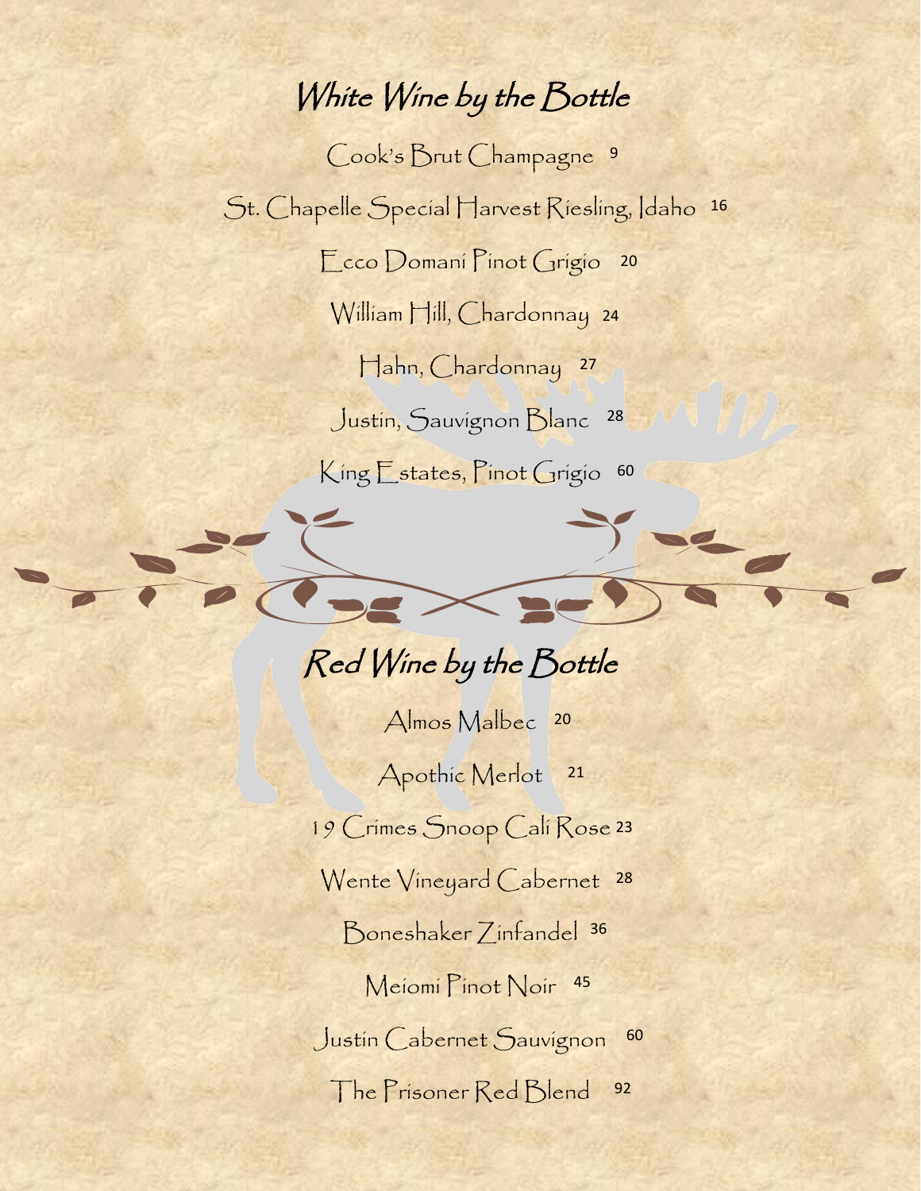## White Wine by the Bottle

Cook's Brut Champagne 9

St. Chapelle Special Harvest Riesling, Idaho 16

Ecco Domani Pinot Grigio 20

William Hill, Chardonnay 24

Hahn, Chardonnay 27

Justin, Sauvignon Blanc 28

King Estates, Pinot Grigio 60

## Red Wine by the Bottle

Almos Malbec 20

Apothic Merlot 21

19 Crimes Snoop Cali Rose 23

Wente Vineyard Cabernet 28

Boneshaker Zinfandel 36

Meiomi Pinot Noir 45

Justin Cabernet Sauvignon 60

The Prisoner Red Blend 92